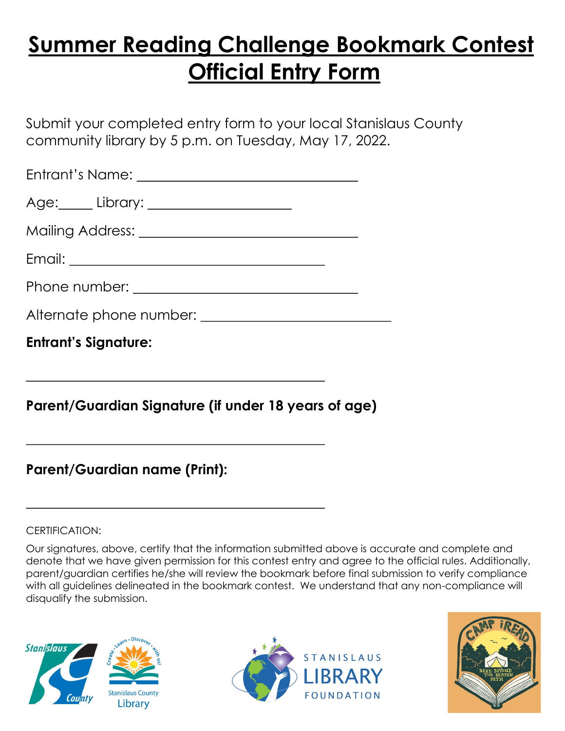# Summer Reading Challenge Bookmark Contest Official Entry Form

Submit your completed entry form to your local Stanislaus County community library by 5 p.m. on Tuesday, May 17, 2022.

Entrant's Name: ______________________________

Age:_____ Library: ____________________

Mailing Address: ______________________________

Email: ___________________________________

Phone number: ______________________________

Alternate phone number: __________________________

**Entrant's Signature:**

______________________________________________

**Parent/Guardian Signature (if under 18 years of age)**

______________________________________________

**Parent/Guardian name (Print):**

______________________________________________

CERTIFICATION:

Our signatures, above, certify that the information submitted above is accurate and complete and denote that we have given permission for this contest entry and agree to the official rules. Additionally, parent/guardian certifies he/she will review the bookmark before final submission to verify compliance with all guidelines delineated in the bookmark contest. We understand that any non-compliance will disqualify the submission.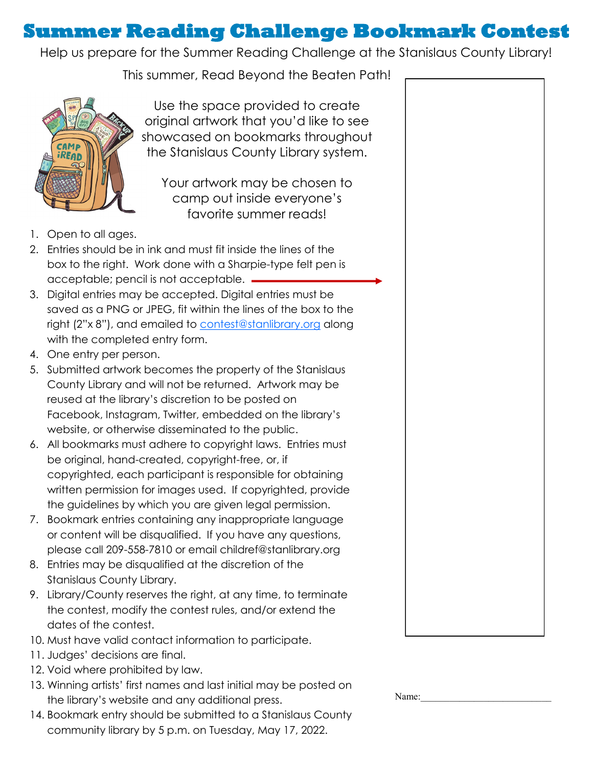# Summer Reading Challenge Bookmark Contest

Help us prepare for the Summer Reading Challenge at the Stanislaus County Library!

This summer, Read Beyond the Beaten Path!

Use the space provided to create original artwork that you'd like to see showcased on bookmarks throughout the Stanislaus County Library system.

Your artwork may be chosen to camp out inside everyone's favorite summer reads!

1. Open to all ages.
2. Entries should be in ink and must fit inside the lines of the box to the right. Work done with a Sharpie-type felt pen is acceptable; pencil is not acceptable.
3. Digital entries may be accepted. Digital entries must be saved as a PNG or JPEG, fit within the lines of the box to the right (2"x 8"), and emailed to contest@stanlibrary.org along with the completed entry form.
4. One entry per person.
5. Submitted artwork becomes the property of the Stanislaus County Library and will not be returned. Artwork may be reused at the library's discretion to be posted on Facebook, Instagram, Twitter, embedded on the library's website, or otherwise disseminated to the public.
6. All bookmarks must adhere to copyright laws. Entries must be original, hand-created, copyright-free, or, if copyrighted, each participant is responsible for obtaining written permission for images used. If copyrighted, provide the guidelines by which you are given legal permission.
7. Bookmark entries containing any inappropriate language or content will be disqualified. If you have any questions, please call 209-558-7810 or email childref@stanlibrary.org
8. Entries may be disqualified at the discretion of the Stanislaus County Library.
9. Library/County reserves the right, at any time, to terminate the contest, modify the contest rules, and/or extend the dates of the contest.
10. Must have valid contact information to participate.
11. Judges' decisions are final.
12. Void where prohibited by law.
13. Winning artists' first names and last initial may be posted on the library's website and any additional press.
14. Bookmark entry should be submitted to a Stanislaus County community library by 5 p.m. on Tuesday, May 17, 2022.

Name:___________________________